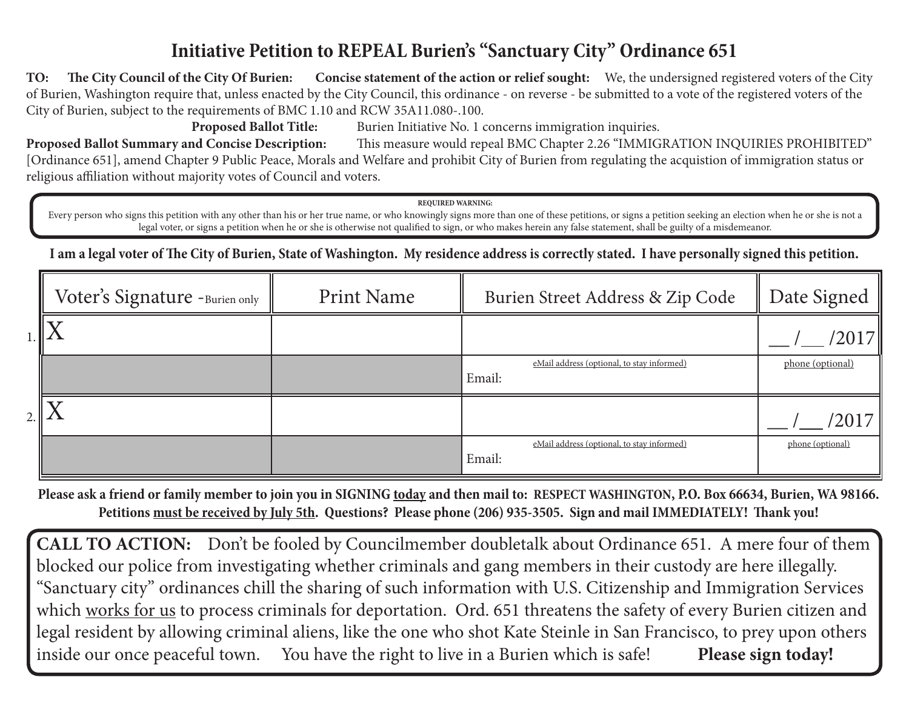# Initiative Petition to REPEAL Burien's "Sanctuary City" Ordinance 651

**TO: The City Council of the City Of Burien: Concise statement of the action or relief sought:** We, the undersigned registered voters of the City of Burien, Washington require that, unless enacted by the City Council, this ordinance - on reverse - be submitted to a vote of the registered voters of the City of Burien, subject to the requirements of BMC 1.10 and RCW 35A11.080-.100.

**Proposed Ballot Title:** Burien Initiative No. 1 concerns immigration inquiries.

**Proposed Ballot Summary and Concise Description:** This measure would repeal BMC Chapter 2.26 "IMMIGRATION INQUIRIES PROHIBITED" [Ordinance 651], amend Chapter 9 Public Peace, Morals and Welfare and prohibit City of Burien from regulating the acquistion of immigration status or religious affiliation without majority votes of Council and voters.

**REQUIRED WARNING:**
Every person who signs this petition with any other than his or her true name, or who knowingly signs more than one of these petitions, or signs a petition seeking an election when he or she is not a legal voter, or signs a petition when he or she is otherwise not qualified to sign, or who makes herein any false statement, shall be guilty of a misdemeanor.

**I am a legal voter of The City of Burien, State of Washington. My residence address is correctly stated. I have personally signed this petition.**

| | Voter's Signature - Burien only | Print Name | Burien Street Address & Zip Code | Date Signed |
|---|---|---|---|---|
| 1. | X | | | __ /__ /2017 |
| | | | eMail address (optional, to stay informed) Email: | phone (optional) |
| 2. | X | | | __ /__ /2017 |
| | | | eMail address (optional, to stay informed) Email: | phone (optional) |

**Please ask a friend or family member to join you in SIGNING today and then mail to: RESPECT WASHINGTON, P.O. Box 66634, Burien, WA 98166. Petitions must be received by July 5th. Questions? Please phone (206) 935-3505. Sign and mail IMMEDIATELY! Thank you!**

**CALL TO ACTION:** Don't be fooled by Councilmember doubletalk about Ordinance 651. A mere four of them blocked our police from investigating whether criminals and gang members in their custody are here illegally. "Sanctuary city" ordinances chill the sharing of such information with U.S. Citizenship and Immigration Services which works for us to process criminals for deportation. Ord. 651 threatens the safety of every Burien citizen and legal resident by allowing criminal aliens, like the one who shot Kate Steinle in San Francisco, to prey upon others inside our once peaceful town. You have the right to live in a Burien which is safe! **Please sign today!**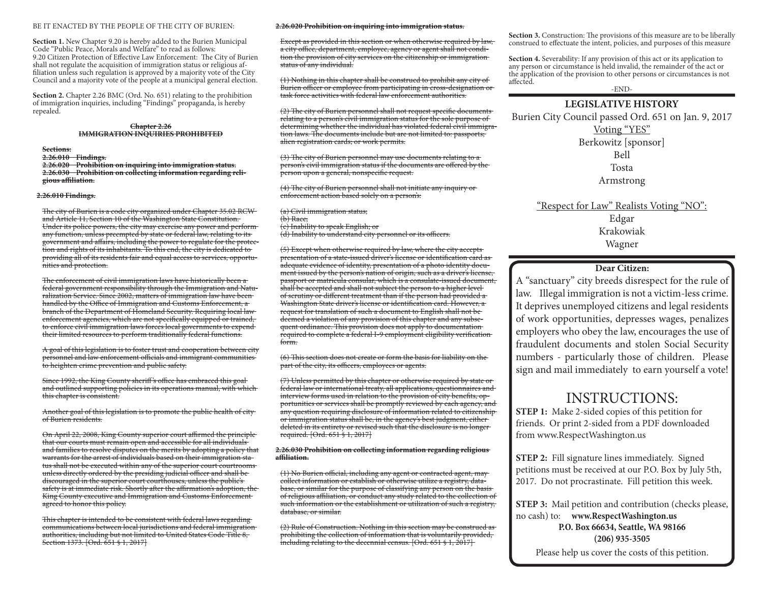BE IT ENACTED BY THE PEOPLE OF THE CITY OF BURIEN:

**Section 1.** New Chapter 9.20 is hereby added to the Burien Municipal Code "Public Peace, Morals and Welfare" to read as follows: 9.20 Citizen Protection of Effective Law Enforcement: The City of Burien shall not regulate the acquisition of immigration status or religious affiliation unless such regulation is approved by a majority vote of the City Council and a majority vote of the people at a municipal general election.

**Section 2.** Chapter 2.26 BMC (Ord. No. 651) relating to the prohibition of immigration inquiries, including "Findings" propaganda, is hereby repealed.

~~**Chapter 2.26**~~
~~**IMMIGRATION INQUIRIES PROHIBITED**~~

~~**Sections:**~~
~~**2.26.010 Findings.**~~
~~**2.26.020 Prohibition on inquiring into immigration status.**~~
~~**2.26.030 Prohibition on collecting information regarding religious affiliation.**~~

~~**2.26.010 Findings.**~~

~~The city of Burien is a code city organized under Chapter 35.02 RCW and Article 11, Section 10 of the Washington State Constitution. Under its police powers, the city may exercise any power and perform any function, unless preempted by state or federal law, relating to its government and affairs, including the power to regulate for the protection and rights of its inhabitants. To this end, the city is dedicated to providing all of its residents fair and equal access to services, opportunities and protection.~~

~~The enforcement of civil immigration laws have historically been a federal government responsibility through the Immigration and Naturalization Service. Since 2002, matters of immigration law have been handled by the Office of Immigration and Customs Enforcement, a branch of the Department of Homeland Security. Requiring local law enforcement agencies, which are not specifically equipped or trained, to enforce civil immigration laws forces local governments to expend their limited resources to perform traditionally federal functions.~~

~~A goal of this legislation is to foster trust and cooperation between city personnel and law enforcement officials and immigrant communities to heighten crime prevention and public safety.~~

~~Since 1992, the King County sheriff's office has embraced this goal and outlined supporting policies in its operations manual, with which this chapter is consistent.~~

~~Another goal of this legislation is to promote the public health of city of Burien residents.~~

~~On April 22, 2008, King County superior court affirmed the principle that our courts must remain open and accessible for all individuals and families to resolve disputes on the merits by adopting a policy that warrants for the arrest of individuals based on their immigration status shall not be executed within any of the superior court courtrooms unless directly ordered by the presiding judicial officer and shall be discouraged in the superior court courthouses, unless the public's safety is at immediate risk. Shortly after the affirmation's adoption, the King County executive and Immigration and Customs Enforcement agreed to honor this policy.~~

~~This chapter is intended to be consistent with federal laws regarding communications between local jurisdictions and federal immigration authorities, including but not limited to United States Code Title 8, Section 1373. [Ord. 651 § 1, 2017]~~

~~**2.26.020 Prohibition on inquiring into immigration status.**~~

~~Except as provided in this section or when otherwise required by law, a city office, department, employee, agency or agent shall not condition the provision of city services on the citizenship or immigration status of any individual.~~

~~(1) Nothing in this chapter shall be construed to prohibit any city of Burien officer or employee from participating in cross-designation or task force activities with federal law enforcement authorities.~~

~~(2) The city of Burien personnel shall not request specific documents relating to a person's civil immigration status for the sole purpose of determining whether the individual has violated federal civil immigration laws. The documents include but are not limited to: passports, alien registration cards, or work permits.~~

~~(3) The city of Burien personnel may use documents relating to a person's civil immigration status if the documents are offered by the person upon a general, nonspecific request.~~

~~(4) The city of Burien personnel shall not initiate any inquiry or enforcement action based solely on a person's:~~

~~(a) Civil immigration status;~~
~~(b) Race;~~
~~(c) Inability to speak English; or~~
~~(d) Inability to understand city personnel or its officers.~~

~~(5) Except when otherwise required by law, where the city accepts presentation of a state-issued driver's license or identification card as adequate evidence of identity, presentation of a photo identity document issued by the person's nation of origin, such as a driver's license, passport or matricula consular, which is a consulate-issued document, shall be accepted and shall not subject the person to a higher level of scrutiny or different treatment than if the person had provided a Washington State driver's license or identification card. However, a request for translation of such a document to English shall not be deemed a violation of any provision of this chapter and any subsequent ordinance. This provision does not apply to documentation required to complete a federal I-9 employment eligibility verification form.~~

~~(6) This section does not create or form the basis for liability on the part of the city, its officers, employees or agents.~~

~~(7) Unless permitted by this chapter or otherwise required by state or federal law or international treaty, all applications, questionnaires and interview forms used in relation to the provision of city benefits, opportunities or services shall be promptly reviewed by each agency, and any question requiring disclosure of information related to citizenship or immigration status shall be, in the agency's best judgment, either deleted in its entirety or revised such that the disclosure is no longer required. [Ord. 651 § 1, 2017]~~

~~**2.26.030 Prohibition on collecting information regarding religious affiliation.**~~

~~(1) No Burien official, including any agent or contracted agent, may collect information or establish or otherwise utilize a registry, database, or similar for the purpose of classifying any person on the basis of religious affiliation, or conduct any study related to the collection of such information or the establishment or utilization of such a registry, database, or similar.~~

~~(2) Rule of Construction. Nothing in this section may be construed as prohibiting the collection of information that is voluntarily provided, including relating to the decennial census. [Ord. 651 § 1, 2017]~~

**Section 3.** Construction: The provisions of this measure are to be liberally construed to effectuate the intent, policies, and purposes of this measure

**Section 4.** Severability: If any provision of this act or its application to any person or circumstance is held invalid, the remainder of the act or the application of the provision to other persons or circumstances is not affected.

-END-

## LEGISLATIVE HISTORY

Burien City Council passed Ord. 651 on Jan. 9, 2017

Voting "YES"

Berkowitz [sponsor]
Bell
Tosta
Armstrong

"Respect for Law" Realists Voting "NO":

Edgar
Krakowiak
Wagner

**Dear Citizen:**

A "sanctuary" city breeds disrespect for the rule of law. Illegal immigration is not a victim-less crime. It deprives unemployed citizens and legal residents of work opportunities, depresses wages, penalizes employers who obey the law, encourages the use of fraudulent documents and stolen Social Security numbers - particularly those of children. Please sign and mail immediately to earn yourself a vote!

# INSTRUCTIONS:

**STEP 1:** Make 2-sided copies of this petition for friends. Or print 2-sided from a PDF downloaded from www.RespectWashington.us

**STEP 2:** Fill signature lines immediately. Signed petitions must be received at our P.O. Box by July 5th, 2017. Do not procrastinate. Fill petition this week.

**STEP 3:** Mail petition and contribution (checks please, no cash) to: **www.RespectWashington.us**
**P.O. Box 66634, Seattle, WA 98166**
**(206) 935-3505**

Please help us cover the costs of this petition.